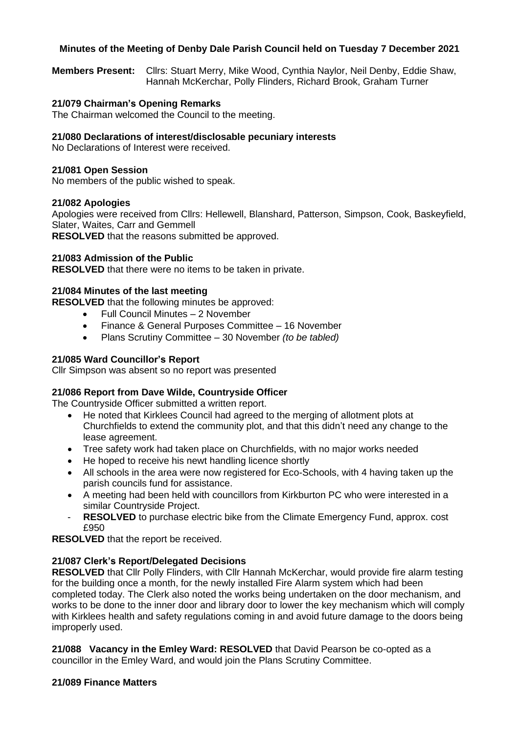**Minutes of the Meeting of Denby Dale Parish Council held on Tuesday 7 December 2021**

**Members Present:** Cllrs: Stuart Merry, Mike Wood, Cynthia Naylor, Neil Denby, Eddie Shaw, Hannah McKerchar, Polly Flinders, Richard Brook, Graham Turner

**21/079 Chairman's Opening Remarks**

The Chairman welcomed the Council to the meeting.

**21/080 Declarations of interest/disclosable pecuniary interests**

No Declarations of Interest were received.

**21/081 Open Session**

No members of the public wished to speak.

**21/082 Apologies**

Apologies were received from Cllrs: Hellewell, Blanshard, Patterson, Simpson, Cook, Baskeyfield, Slater, Waites, Carr and Gemmell

**RESOLVED** that the reasons submitted be approved.

**21/083 Admission of the Public**

**RESOLVED** that there were no items to be taken in private.

**21/084 Minutes of the last meeting**

**RESOLVED** that the following minutes be approved:

- Full Council Minutes – 2 November
- Finance & General Purposes Committee – 16 November
- Plans Scrutiny Committee – 30 November *(to be tabled)*

**21/085 Ward Councillor's Report**

Cllr Simpson was absent so no report was presented

**21/086 Report from Dave Wilde, Countryside Officer**

The Countryside Officer submitted a written report.

- He noted that Kirklees Council had agreed to the merging of allotment plots at Churchfields to extend the community plot, and that this didn't need any change to the lease agreement.
- Tree safety work had taken place on Churchfields, with no major works needed
- He hoped to receive his newt handling licence shortly
- All schools in the area were now registered for Eco-Schools, with 4 having taken up the parish councils fund for assistance.
- A meeting had been held with councillors from Kirkburton PC who were interested in a similar Countryside Project.

- **RESOLVED** to purchase electric bike from the Climate Emergency Fund, approx. cost £950

**RESOLVED** that the report be received.

**21/087 Clerk's Report/Delegated Decisions**

**RESOLVED** that Cllr Polly Flinders, with Cllr Hannah McKerchar, would provide fire alarm testing for the building once a month, for the newly installed Fire Alarm system which had been completed today. The Clerk also noted the works being undertaken on the door mechanism, and works to be done to the inner door and library door to lower the key mechanism which will comply with Kirklees health and safety regulations coming in and avoid future damage to the doors being improperly used.

**21/088 Vacancy in the Emley Ward: RESOLVED** that David Pearson be co-opted as a councillor in the Emley Ward, and would join the Plans Scrutiny Committee.

**21/089 Finance Matters**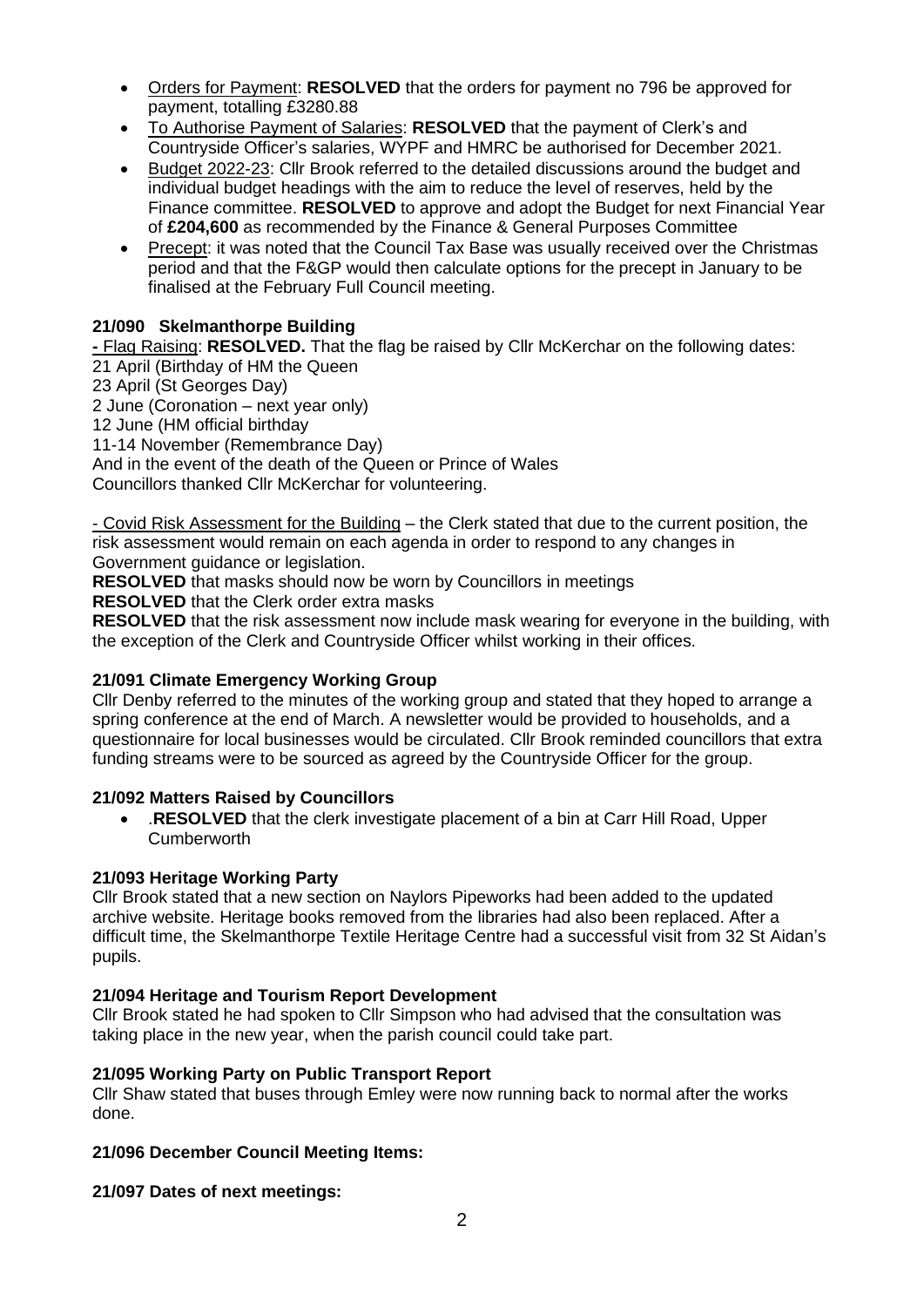- Orders for Payment: **RESOLVED** that the orders for payment no 796 be approved for payment, totalling £3280.88
- To Authorise Payment of Salaries: **RESOLVED** that the payment of Clerk's and Countryside Officer's salaries, WYPF and HMRC be authorised for December 2021.
- Budget 2022-23: Cllr Brook referred to the detailed discussions around the budget and individual budget headings with the aim to reduce the level of reserves, held by the Finance committee. **RESOLVED** to approve and adopt the Budget for next Financial Year of **£204,600** as recommended by the Finance & General Purposes Committee
- Precept: it was noted that the Council Tax Base was usually received over the Christmas period and that the F&GP would then calculate options for the precept in January to be finalised at the February Full Council meeting.

**21/090 Skelmanthorpe Building**

- Flag Raising: **RESOLVED.** That the flag be raised by Cllr McKerchar on the following dates:
21 April (Birthday of HM the Queen
23 April (St Georges Day)
2 June (Coronation – next year only)
12 June (HM official birthday
11-14 November (Remembrance Day)
And in the event of the death of the Queen or Prince of Wales
Councillors thanked Cllr McKerchar for volunteering.

- Covid Risk Assessment for the Building – the Clerk stated that due to the current position, the risk assessment would remain on each agenda in order to respond to any changes in Government guidance or legislation.
**RESOLVED** that masks should now be worn by Councillors in meetings
**RESOLVED** that the Clerk order extra masks
**RESOLVED** that the risk assessment now include mask wearing for everyone in the building, with the exception of the Clerk and Countryside Officer whilst working in their offices.

**21/091 Climate Emergency Working Group**

Cllr Denby referred to the minutes of the working group and stated that they hoped to arrange a spring conference at the end of March. A newsletter would be provided to households, and a questionnaire for local businesses would be circulated. Cllr Brook reminded councillors that extra funding streams were to be sourced as agreed by the Countryside Officer for the group.

**21/092 Matters Raised by Councillors**

- .**RESOLVED** that the clerk investigate placement of a bin at Carr Hill Road, Upper Cumberworth

**21/093 Heritage Working Party**

Cllr Brook stated that a new section on Naylors Pipeworks had been added to the updated archive website. Heritage books removed from the libraries had also been replaced. After a difficult time, the Skelmanthorpe Textile Heritage Centre had a successful visit from 32 St Aidan's pupils.

**21/094 Heritage and Tourism Report Development**

Cllr Brook stated he had spoken to Cllr Simpson who had advised that the consultation was taking place in the new year, when the parish council could take part.

**21/095 Working Party on Public Transport Report**

Cllr Shaw stated that buses through Emley were now running back to normal after the works done.

**21/096 December Council Meeting Items:**

**21/097 Dates of next meetings:**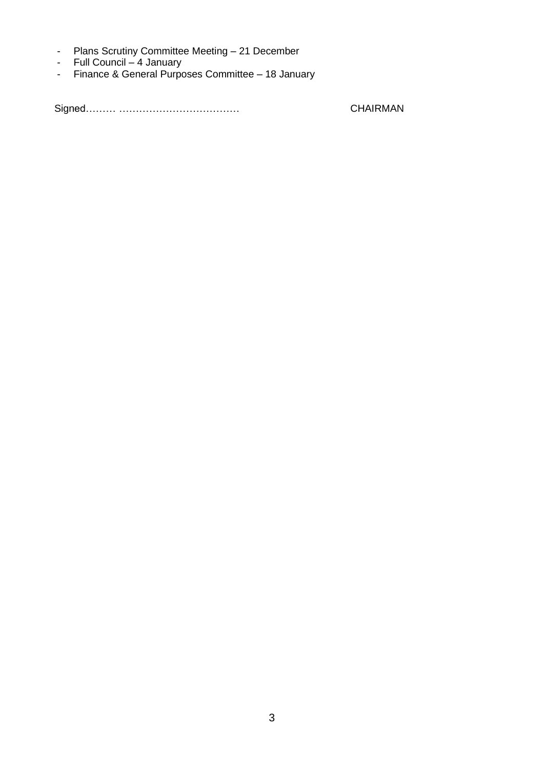- Plans Scrutiny Committee Meeting – 21 December
- Full Council – 4 January
- Finance & General Purposes Committee – 18 January

Signed……… ………………………………          CHAIRMAN